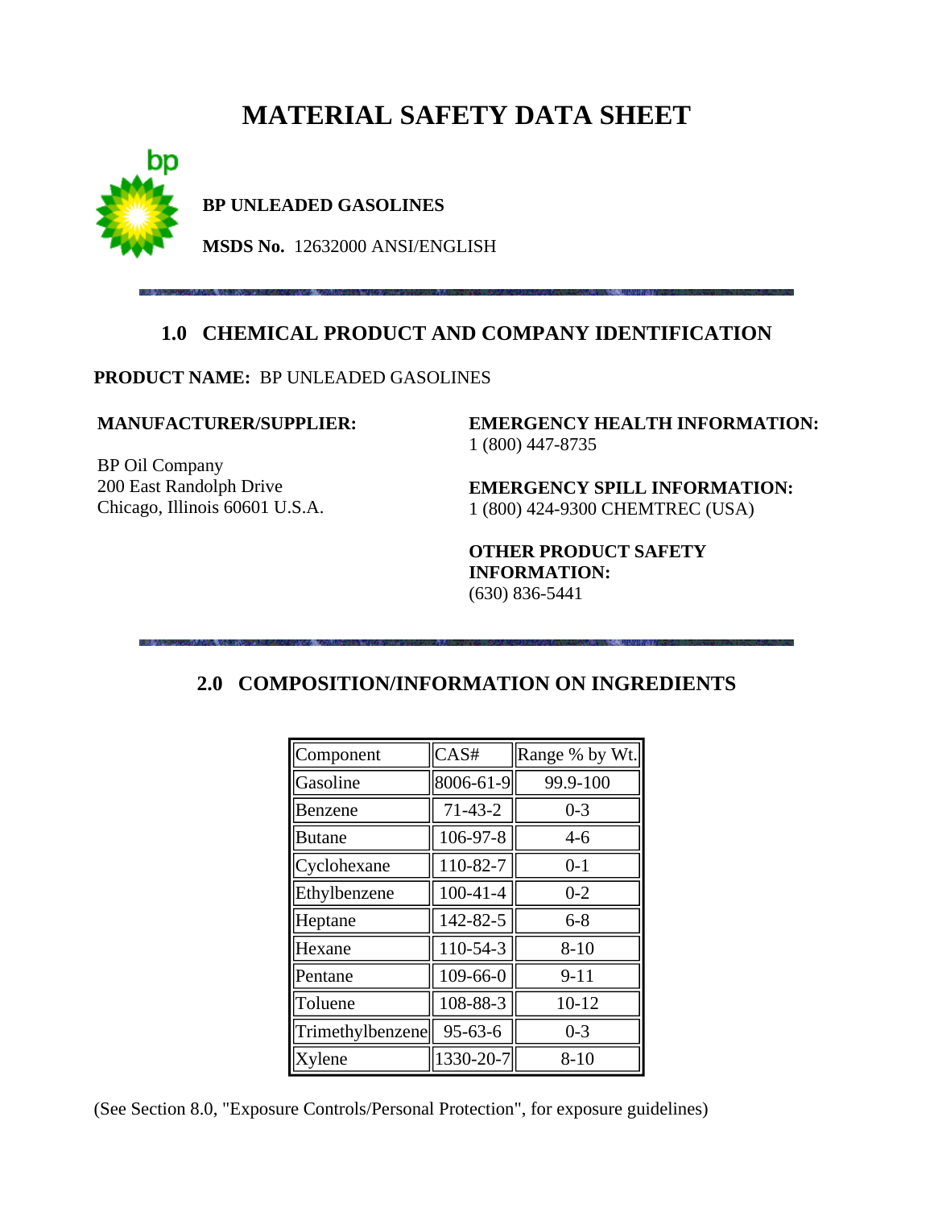# MATERIAL SAFETY DATA SHEET

**BP UNLEADED GASOLINES**

**MSDS No.** 12632000 ANSI/ENGLISH

## 1.0 CHEMICAL PRODUCT AND COMPANY IDENTIFICATION

**PRODUCT NAME:** BP UNLEADED GASOLINES

**MANUFACTURER/SUPPLIER:**

BP Oil Company
200 East Randolph Drive
Chicago, Illinois 60601 U.S.A.

**EMERGENCY HEALTH INFORMATION:**
1 (800) 447-8735

**EMERGENCY SPILL INFORMATION:**
1 (800) 424-9300 CHEMTREC (USA)

**OTHER PRODUCT SAFETY INFORMATION:**
(630) 836-5441

## 2.0 COMPOSITION/INFORMATION ON INGREDIENTS

| Component | CAS# | Range % by Wt. |
|---|---|---|
| Gasoline | 8006-61-9 | 99.9-100 |
| Benzene | 71-43-2 | 0-3 |
| Butane | 106-97-8 | 4-6 |
| Cyclohexane | 110-82-7 | 0-1 |
| Ethylbenzene | 100-41-4 | 0-2 |
| Heptane | 142-82-5 | 6-8 |
| Hexane | 110-54-3 | 8-10 |
| Pentane | 109-66-0 | 9-11 |
| Toluene | 108-88-3 | 10-12 |
| Trimethylbenzene | 95-63-6 | 0-3 |
| Xylene | 1330-20-7 | 8-10 |

(See Section 8.0, "Exposure Controls/Personal Protection", for exposure guidelines)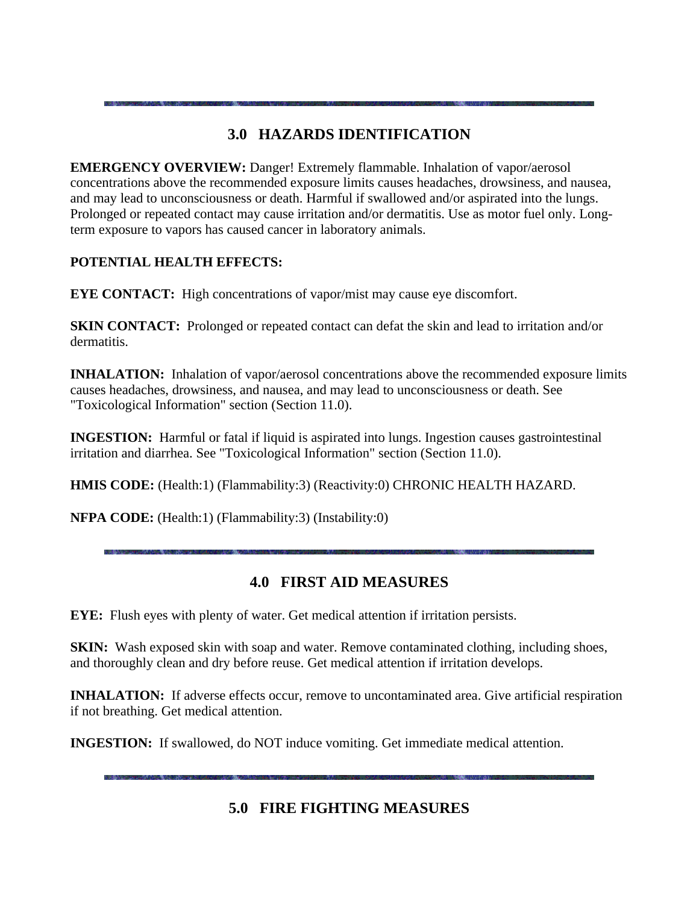## 3.0 HAZARDS IDENTIFICATION

**EMERGENCY OVERVIEW:** Danger! Extremely flammable. Inhalation of vapor/aerosol concentrations above the recommended exposure limits causes headaches, drowsiness, and nausea, and may lead to unconsciousness or death. Harmful if swallowed and/or aspirated into the lungs. Prolonged or repeated contact may cause irritation and/or dermatitis. Use as motor fuel only. Long-term exposure to vapors has caused cancer in laboratory animals.

**POTENTIAL HEALTH EFFECTS:**

**EYE CONTACT:** High concentrations of vapor/mist may cause eye discomfort.

**SKIN CONTACT:** Prolonged or repeated contact can defat the skin and lead to irritation and/or dermatitis.

**INHALATION:** Inhalation of vapor/aerosol concentrations above the recommended exposure limits causes headaches, drowsiness, and nausea, and may lead to unconsciousness or death. See "Toxicological Information" section (Section 11.0).

**INGESTION:** Harmful or fatal if liquid is aspirated into lungs. Ingestion causes gastrointestinal irritation and diarrhea. See "Toxicological Information" section (Section 11.0).

**HMIS CODE:** (Health:1) (Flammability:3) (Reactivity:0) CHRONIC HEALTH HAZARD.

**NFPA CODE:** (Health:1) (Flammability:3) (Instability:0)

## 4.0 FIRST AID MEASURES

**EYE:** Flush eyes with plenty of water. Get medical attention if irritation persists.

**SKIN:** Wash exposed skin with soap and water. Remove contaminated clothing, including shoes, and thoroughly clean and dry before reuse. Get medical attention if irritation develops.

**INHALATION:** If adverse effects occur, remove to uncontaminated area. Give artificial respiration if not breathing. Get medical attention.

**INGESTION:** If swallowed, do NOT induce vomiting. Get immediate medical attention.

## 5.0 FIRE FIGHTING MEASURES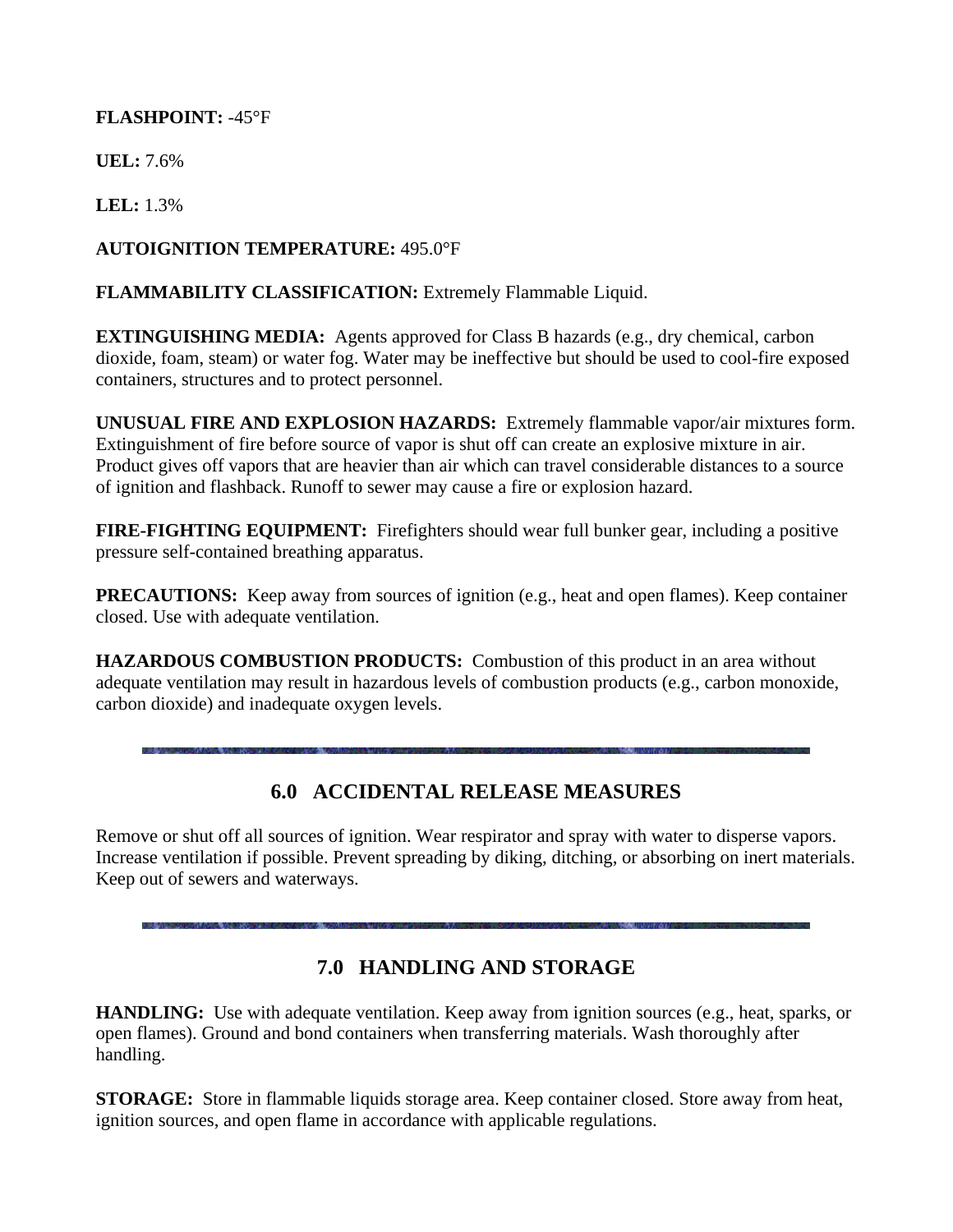**FLASHPOINT:** -45°F

**UEL:** 7.6%

**LEL:** 1.3%

**AUTOIGNITION TEMPERATURE:** 495.0°F

**FLAMMABILITY CLASSIFICATION:** Extremely Flammable Liquid.

**EXTINGUISHING MEDIA:** Agents approved for Class B hazards (e.g., dry chemical, carbon dioxide, foam, steam) or water fog. Water may be ineffective but should be used to cool-fire exposed containers, structures and to protect personnel.

**UNUSUAL FIRE AND EXPLOSION HAZARDS:** Extremely flammable vapor/air mixtures form. Extinguishment of fire before source of vapor is shut off can create an explosive mixture in air. Product gives off vapors that are heavier than air which can travel considerable distances to a source of ignition and flashback. Runoff to sewer may cause a fire or explosion hazard.

**FIRE-FIGHTING EQUIPMENT:** Firefighters should wear full bunker gear, including a positive pressure self-contained breathing apparatus.

**PRECAUTIONS:** Keep away from sources of ignition (e.g., heat and open flames). Keep container closed. Use with adequate ventilation.

**HAZARDOUS COMBUSTION PRODUCTS:** Combustion of this product in an area without adequate ventilation may result in hazardous levels of combustion products (e.g., carbon monoxide, carbon dioxide) and inadequate oxygen levels.

## 6.0 ACCIDENTAL RELEASE MEASURES

Remove or shut off all sources of ignition. Wear respirator and spray with water to disperse vapors. Increase ventilation if possible. Prevent spreading by diking, ditching, or absorbing on inert materials. Keep out of sewers and waterways.

## 7.0 HANDLING AND STORAGE

**HANDLING:** Use with adequate ventilation. Keep away from ignition sources (e.g., heat, sparks, or open flames). Ground and bond containers when transferring materials. Wash thoroughly after handling.

**STORAGE:** Store in flammable liquids storage area. Keep container closed. Store away from heat, ignition sources, and open flame in accordance with applicable regulations.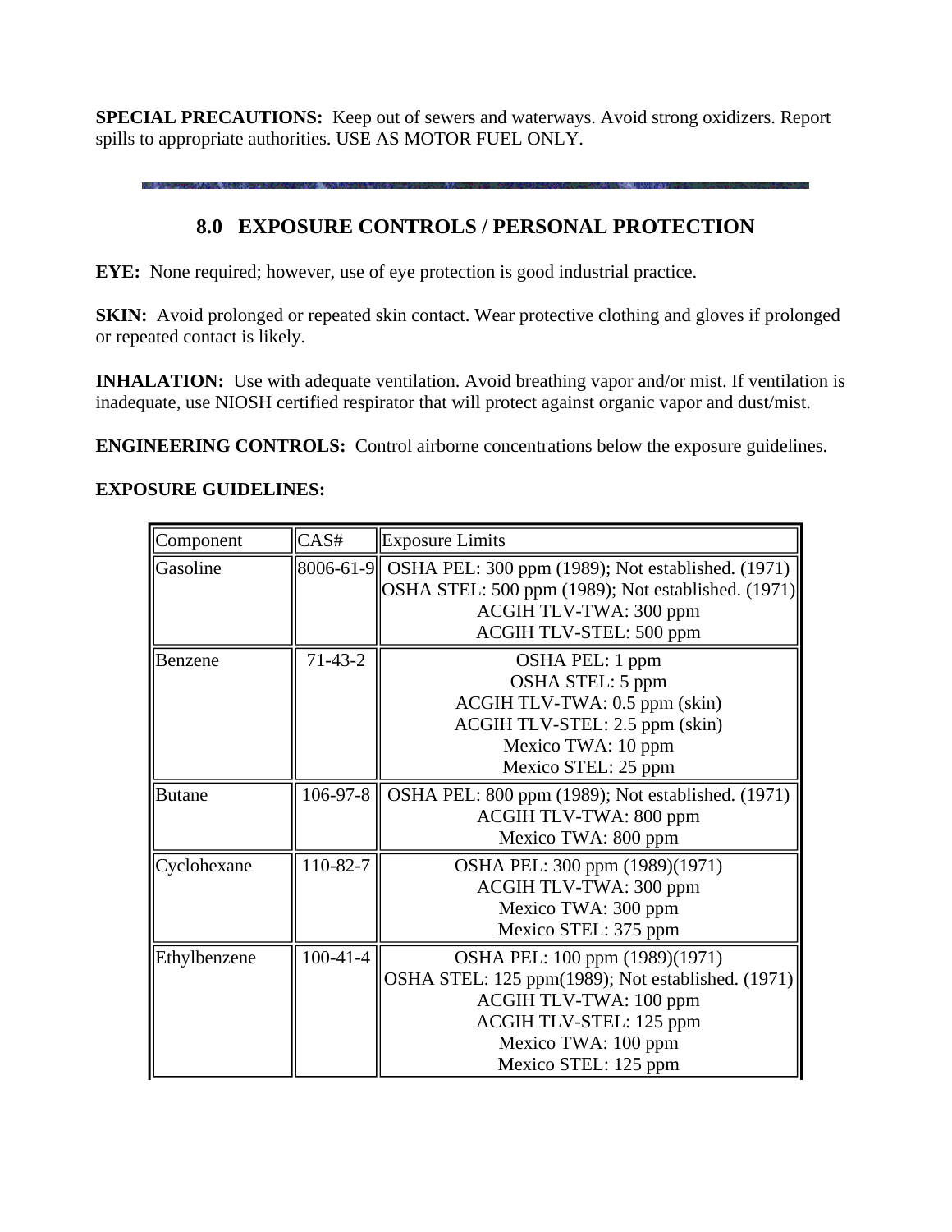**SPECIAL PRECAUTIONS:** Keep out of sewers and waterways. Avoid strong oxidizers. Report spills to appropriate authorities. USE AS MOTOR FUEL ONLY.

---

## 8.0 EXPOSURE CONTROLS / PERSONAL PROTECTION

**EYE:** None required; however, use of eye protection is good industrial practice.

**SKIN:** Avoid prolonged or repeated skin contact. Wear protective clothing and gloves if prolonged or repeated contact is likely.

**INHALATION:** Use with adequate ventilation. Avoid breathing vapor and/or mist. If ventilation is inadequate, use NIOSH certified respirator that will protect against organic vapor and dust/mist.

**ENGINEERING CONTROLS:** Control airborne concentrations below the exposure guidelines.

**EXPOSURE GUIDELINES:**

| Component | CAS# | Exposure Limits |
| --- | --- | --- |
| Gasoline | 8006-61-9 | OSHA PEL: 300 ppm (1989); Not established. (1971)<br>OSHA STEL: 500 ppm (1989); Not established. (1971)<br>ACGIH TLV-TWA: 300 ppm<br>ACGIH TLV-STEL: 500 ppm |
| Benzene | 71-43-2 | OSHA PEL: 1 ppm<br>OSHA STEL: 5 ppm<br>ACGIH TLV-TWA: 0.5 ppm (skin)<br>ACGIH TLV-STEL: 2.5 ppm (skin)<br>Mexico TWA: 10 ppm<br>Mexico STEL: 25 ppm |
| Butane | 106-97-8 | OSHA PEL: 800 ppm (1989); Not established. (1971)<br>ACGIH TLV-TWA: 800 ppm<br>Mexico TWA: 800 ppm |
| Cyclohexane | 110-82-7 | OSHA PEL: 300 ppm (1989)(1971)<br>ACGIH TLV-TWA: 300 ppm<br>Mexico TWA: 300 ppm<br>Mexico STEL: 375 ppm |
| Ethylbenzene | 100-41-4 | OSHA PEL: 100 ppm (1989)(1971)<br>OSHA STEL: 125 ppm(1989); Not established. (1971)<br>ACGIH TLV-TWA: 100 ppm<br>ACGIH TLV-STEL: 125 ppm<br>Mexico TWA: 100 ppm<br>Mexico STEL: 125 ppm |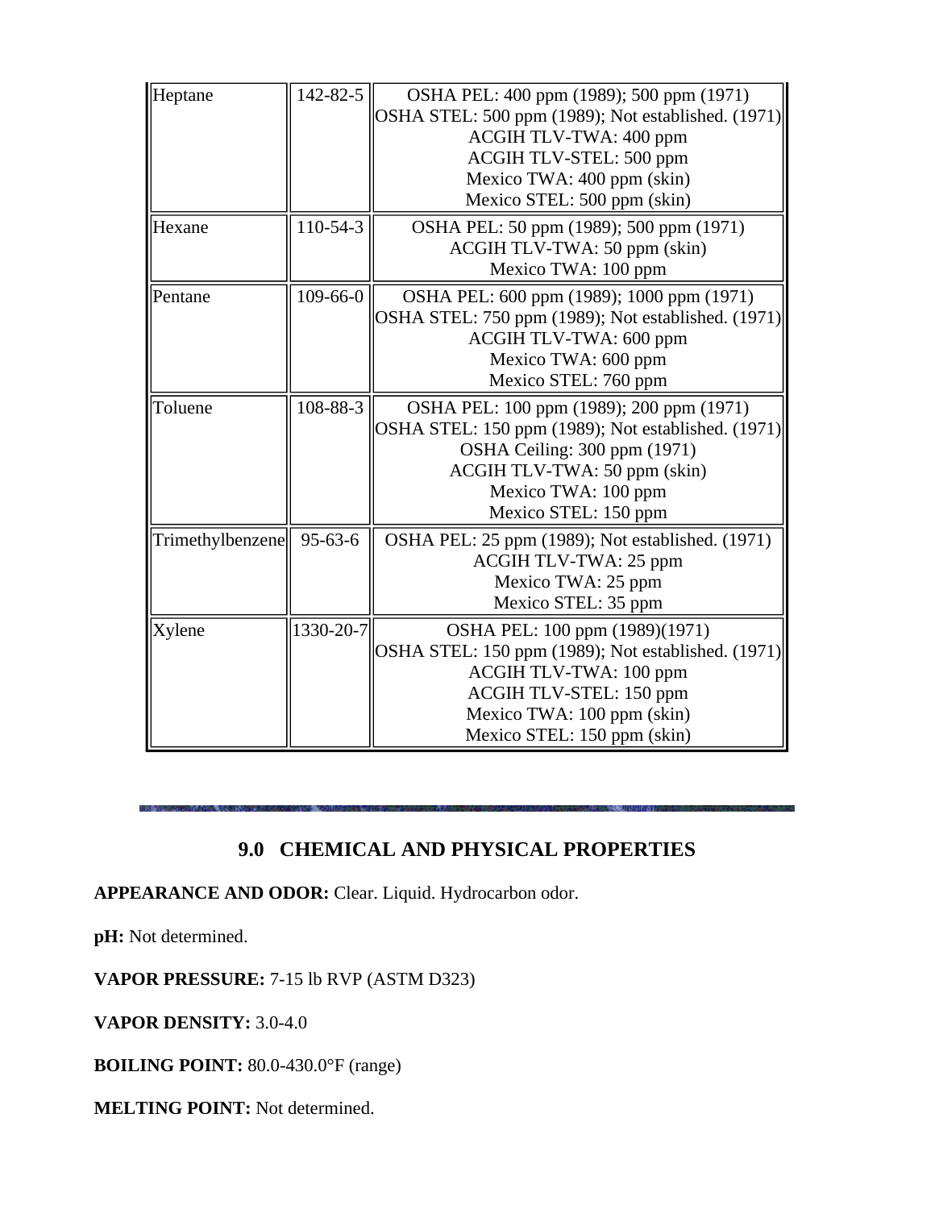| | | |
|---|---|---|
| Heptane | 142-82-5 | OSHA PEL: 400 ppm (1989); 500 ppm (1971)<br>OSHA STEL: 500 ppm (1989); Not established. (1971)<br>ACGIH TLV-TWA: 400 ppm<br>ACGIH TLV-STEL: 500 ppm<br>Mexico TWA: 400 ppm (skin)<br>Mexico STEL: 500 ppm (skin) |
| Hexane | 110-54-3 | OSHA PEL: 50 ppm (1989); 500 ppm (1971)<br>ACGIH TLV-TWA: 50 ppm (skin)<br>Mexico TWA: 100 ppm |
| Pentane | 109-66-0 | OSHA PEL: 600 ppm (1989); 1000 ppm (1971)<br>OSHA STEL: 750 ppm (1989); Not established. (1971)<br>ACGIH TLV-TWA: 600 ppm<br>Mexico TWA: 600 ppm<br>Mexico STEL: 760 ppm |
| Toluene | 108-88-3 | OSHA PEL: 100 ppm (1989); 200 ppm (1971)<br>OSHA STEL: 150 ppm (1989); Not established. (1971)<br>OSHA Ceiling: 300 ppm (1971)<br>ACGIH TLV-TWA: 50 ppm (skin)<br>Mexico TWA: 100 ppm<br>Mexico STEL: 150 ppm |
| Trimethylbenzene | 95-63-6 | OSHA PEL: 25 ppm (1989); Not established. (1971)<br>ACGIH TLV-TWA: 25 ppm<br>Mexico TWA: 25 ppm<br>Mexico STEL: 35 ppm |
| Xylene | 1330-20-7 | OSHA PEL: 100 ppm (1989)(1971)<br>OSHA STEL: 150 ppm (1989); Not established. (1971)<br>ACGIH TLV-TWA: 100 ppm<br>ACGIH TLV-STEL: 150 ppm<br>Mexico TWA: 100 ppm (skin)<br>Mexico STEL: 150 ppm (skin) |

## 9.0 CHEMICAL AND PHYSICAL PROPERTIES

**APPEARANCE AND ODOR:** Clear. Liquid. Hydrocarbon odor.

**pH:** Not determined.

**VAPOR PRESSURE:** 7-15 lb RVP (ASTM D323)

**VAPOR DENSITY:** 3.0-4.0

**BOILING POINT:** 80.0-430.0°F (range)

**MELTING POINT:** Not determined.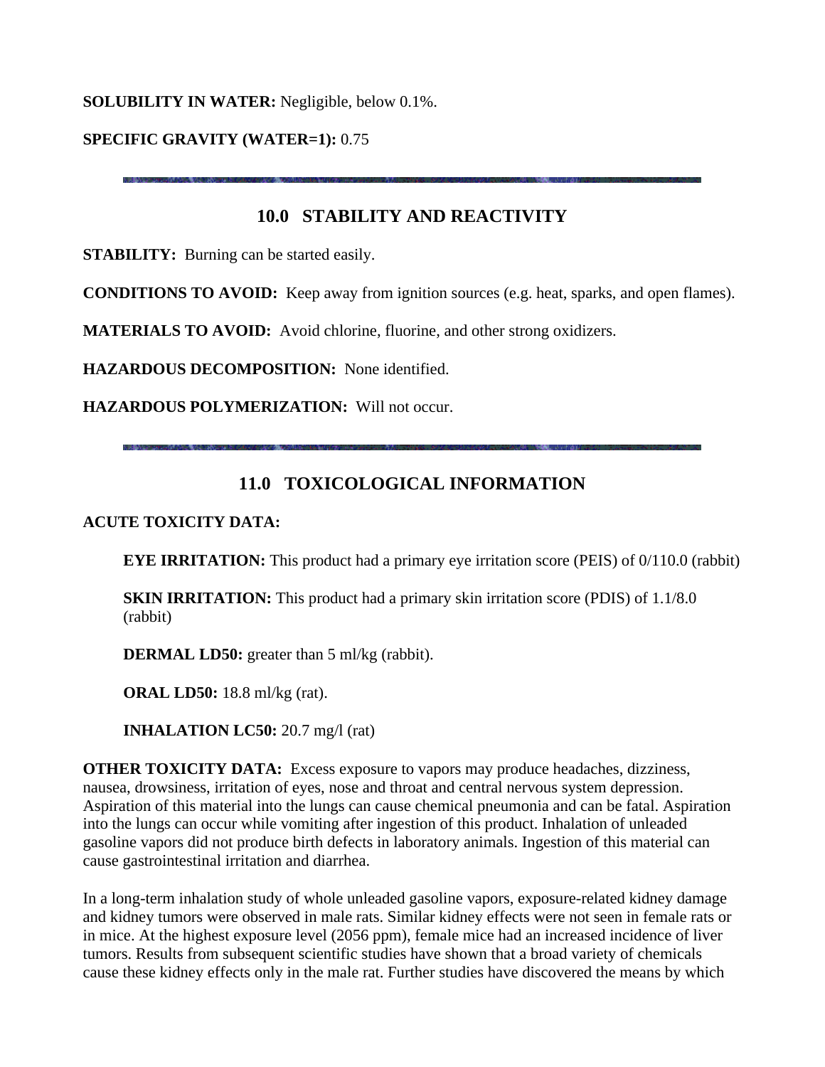**SOLUBILITY IN WATER:** Negligible, below 0.1%.

**SPECIFIC GRAVITY (WATER=1):** 0.75

---

## 10.0 STABILITY AND REACTIVITY

**STABILITY:** Burning can be started easily.

**CONDITIONS TO AVOID:** Keep away from ignition sources (e.g. heat, sparks, and open flames).

**MATERIALS TO AVOID:** Avoid chlorine, fluorine, and other strong oxidizers.

**HAZARDOUS DECOMPOSITION:** None identified.

**HAZARDOUS POLYMERIZATION:** Will not occur.

---

## 11.0 TOXICOLOGICAL INFORMATION

**ACUTE TOXICITY DATA:**

> **EYE IRRITATION:** This product had a primary eye irritation score (PEIS) of 0/110.0 (rabbit)
>
> **SKIN IRRITATION:** This product had a primary skin irritation score (PDIS) of 1.1/8.0 (rabbit)
>
> **DERMAL LD50:** greater than 5 ml/kg (rabbit).
>
> **ORAL LD50:** 18.8 ml/kg (rat).
>
> **INHALATION LC50:** 20.7 mg/l (rat)

**OTHER TOXICITY DATA:** Excess exposure to vapors may produce headaches, dizziness, nausea, drowsiness, irritation of eyes, nose and throat and central nervous system depression. Aspiration of this material into the lungs can cause chemical pneumonia and can be fatal. Aspiration into the lungs can occur while vomiting after ingestion of this product. Inhalation of unleaded gasoline vapors did not produce birth defects in laboratory animals. Ingestion of this material can cause gastrointestinal irritation and diarrhea.

In a long-term inhalation study of whole unleaded gasoline vapors, exposure-related kidney damage and kidney tumors were observed in male rats. Similar kidney effects were not seen in female rats or in mice. At the highest exposure level (2056 ppm), female mice had an increased incidence of liver tumors. Results from subsequent scientific studies have shown that a broad variety of chemicals cause these kidney effects only in the male rat. Further studies have discovered the means by which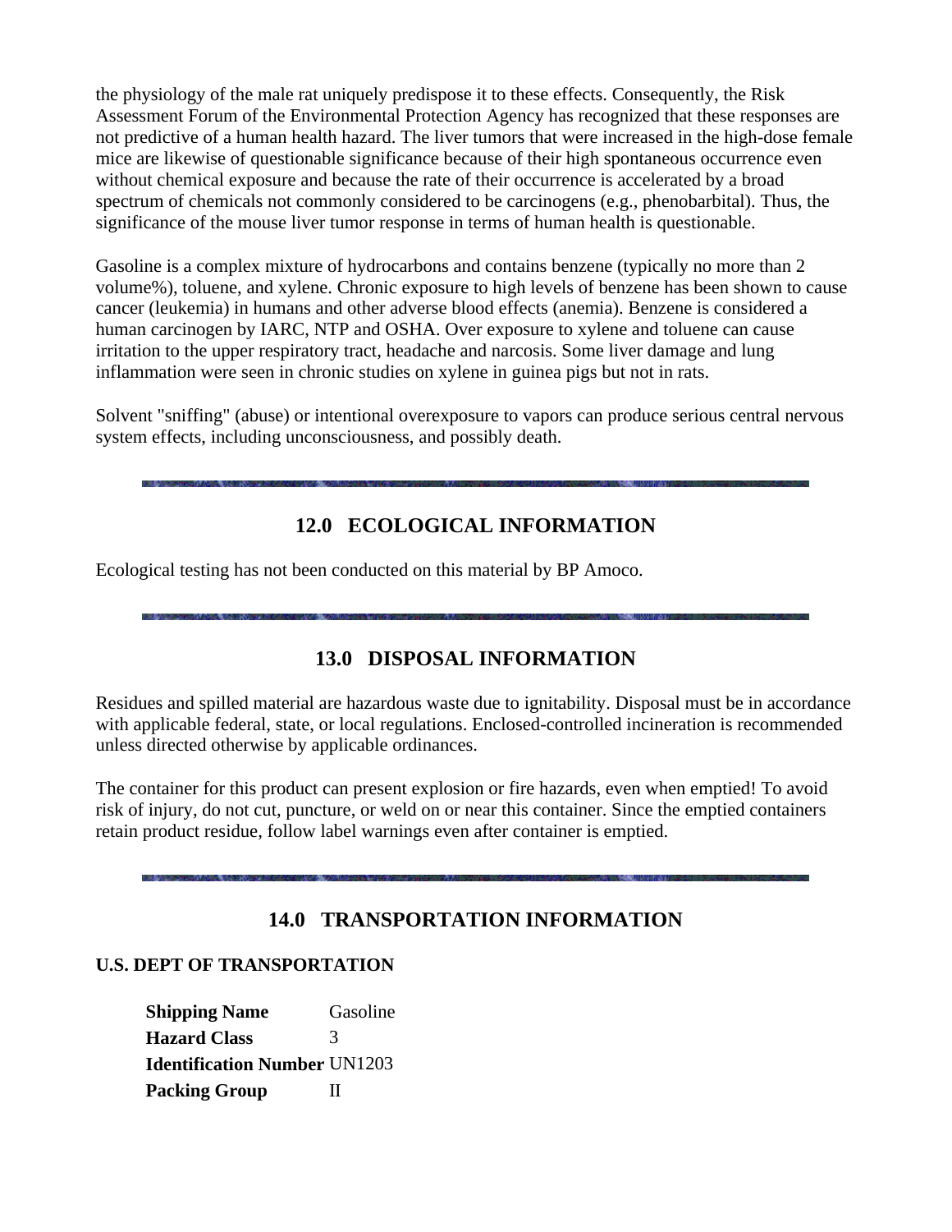the physiology of the male rat uniquely predispose it to these effects. Consequently, the Risk Assessment Forum of the Environmental Protection Agency has recognized that these responses are not predictive of a human health hazard. The liver tumors that were increased in the high-dose female mice are likewise of questionable significance because of their high spontaneous occurrence even without chemical exposure and because the rate of their occurrence is accelerated by a broad spectrum of chemicals not commonly considered to be carcinogens (e.g., phenobarbital). Thus, the significance of the mouse liver tumor response in terms of human health is questionable.

Gasoline is a complex mixture of hydrocarbons and contains benzene (typically no more than 2 volume%), toluene, and xylene. Chronic exposure to high levels of benzene has been shown to cause cancer (leukemia) in humans and other adverse blood effects (anemia). Benzene is considered a human carcinogen by IARC, NTP and OSHA. Over exposure to xylene and toluene can cause irritation to the upper respiratory tract, headache and narcosis. Some liver damage and lung inflammation were seen in chronic studies on xylene in guinea pigs but not in rats.

Solvent "sniffing" (abuse) or intentional overexposure to vapors can produce serious central nervous system effects, including unconsciousness, and possibly death.

## 12.0 ECOLOGICAL INFORMATION

Ecological testing has not been conducted on this material by BP Amoco.

## 13.0 DISPOSAL INFORMATION

Residues and spilled material are hazardous waste due to ignitability. Disposal must be in accordance with applicable federal, state, or local regulations. Enclosed-controlled incineration is recommended unless directed otherwise by applicable ordinances.

The container for this product can present explosion or fire hazards, even when emptied! To avoid risk of injury, do not cut, puncture, or weld on or near this container. Since the emptied containers retain product residue, follow label warnings even after container is emptied.

## 14.0 TRANSPORTATION INFORMATION

### U.S. DEPT OF TRANSPORTATION

| | |
|---|---|
| **Shipping Name** | Gasoline |
| **Hazard Class** | 3 |
| **Identification Number** | UN1203 |
| **Packing Group** | II |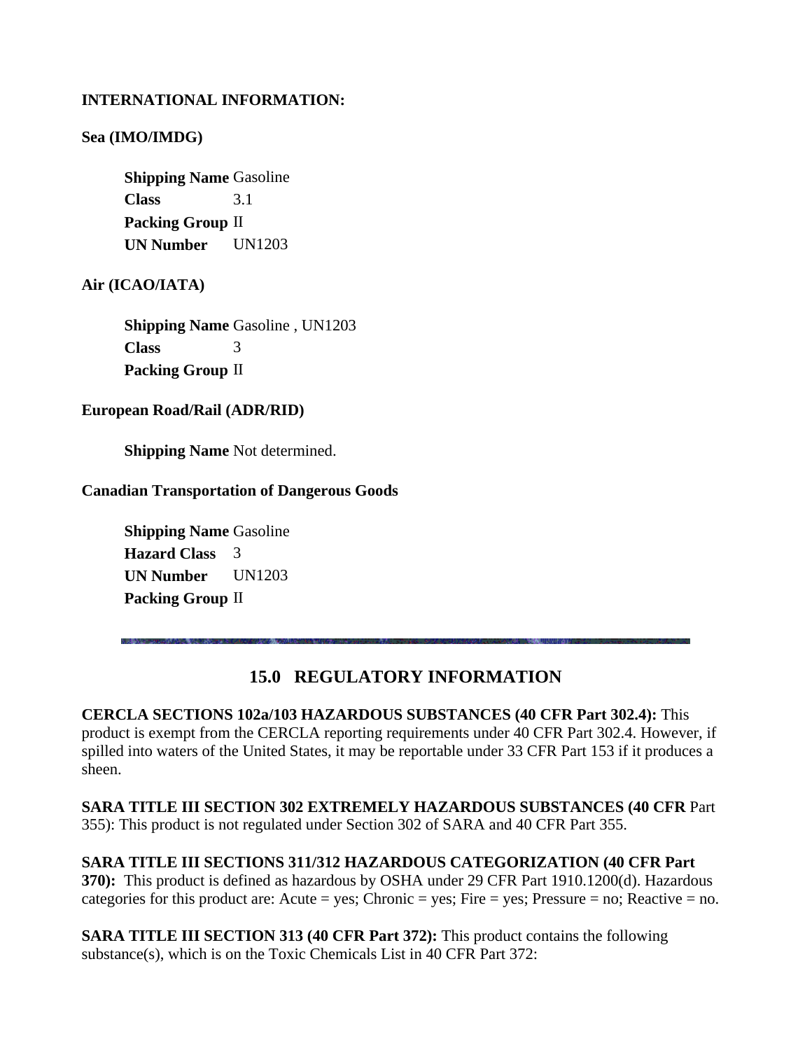**INTERNATIONAL INFORMATION:**

**Sea (IMO/IMDG)**

**Shipping Name** Gasoline
**Class** 3.1
**Packing Group** II
**UN Number** UN1203

**Air (ICAO/IATA)**

**Shipping Name** Gasoline , UN1203
**Class** 3
**Packing Group** II

**European Road/Rail (ADR/RID)**

**Shipping Name** Not determined.

**Canadian Transportation of Dangerous Goods**

**Shipping Name** Gasoline
**Hazard Class** 3
**UN Number** UN1203
**Packing Group** II

---

## 15.0 REGULATORY INFORMATION

**CERCLA SECTIONS 102a/103 HAZARDOUS SUBSTANCES (40 CFR Part 302.4):** This product is exempt from the CERCLA reporting requirements under 40 CFR Part 302.4. However, if spilled into waters of the United States, it may be reportable under 33 CFR Part 153 if it produces a sheen.

**SARA TITLE III SECTION 302 EXTREMELY HAZARDOUS SUBSTANCES (40 CFR** Part 355): This product is not regulated under Section 302 of SARA and 40 CFR Part 355.

**SARA TITLE III SECTIONS 311/312 HAZARDOUS CATEGORIZATION (40 CFR Part 370):** This product is defined as hazardous by OSHA under 29 CFR Part 1910.1200(d). Hazardous categories for this product are: Acute = yes; Chronic = yes; Fire = yes; Pressure = no; Reactive = no.

**SARA TITLE III SECTION 313 (40 CFR Part 372):** This product contains the following substance(s), which is on the Toxic Chemicals List in 40 CFR Part 372: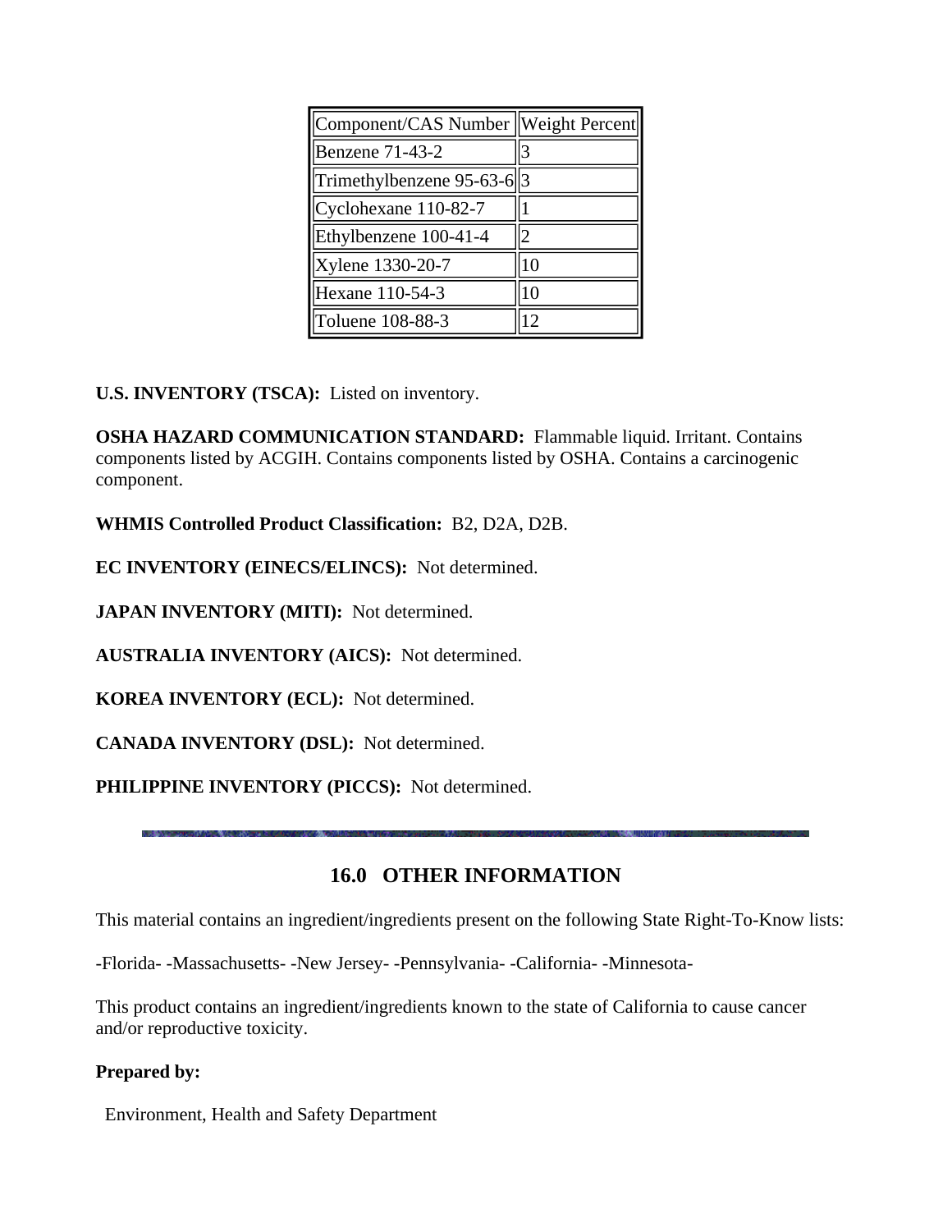| Component/CAS Number | Weight Percent |
| --- | --- |
| Benzene 71-43-2 | 3 |
| Trimethylbenzene 95-63-6 | 3 |
| Cyclohexane 110-82-7 | 1 |
| Ethylbenzene 100-41-4 | 2 |
| Xylene 1330-20-7 | 10 |
| Hexane 110-54-3 | 10 |
| Toluene 108-88-3 | 12 |

**U.S. INVENTORY (TSCA):** Listed on inventory.

**OSHA HAZARD COMMUNICATION STANDARD:** Flammable liquid. Irritant. Contains components listed by ACGIH. Contains components listed by OSHA. Contains a carcinogenic component.

**WHMIS Controlled Product Classification:** B2, D2A, D2B.

**EC INVENTORY (EINECS/ELINCS):** Not determined.

**JAPAN INVENTORY (MITI):** Not determined.

**AUSTRALIA INVENTORY (AICS):** Not determined.

**KOREA INVENTORY (ECL):** Not determined.

**CANADA INVENTORY (DSL):** Not determined.

**PHILIPPINE INVENTORY (PICCS):** Not determined.

## 16.0 OTHER INFORMATION

This material contains an ingredient/ingredients present on the following State Right-To-Know lists:

-Florida- -Massachusetts- -New Jersey- -Pennsylvania- -California- -Minnesota-

This product contains an ingredient/ingredients known to the state of California to cause cancer and/or reproductive toxicity.

**Prepared by:**

Environment, Health and Safety Department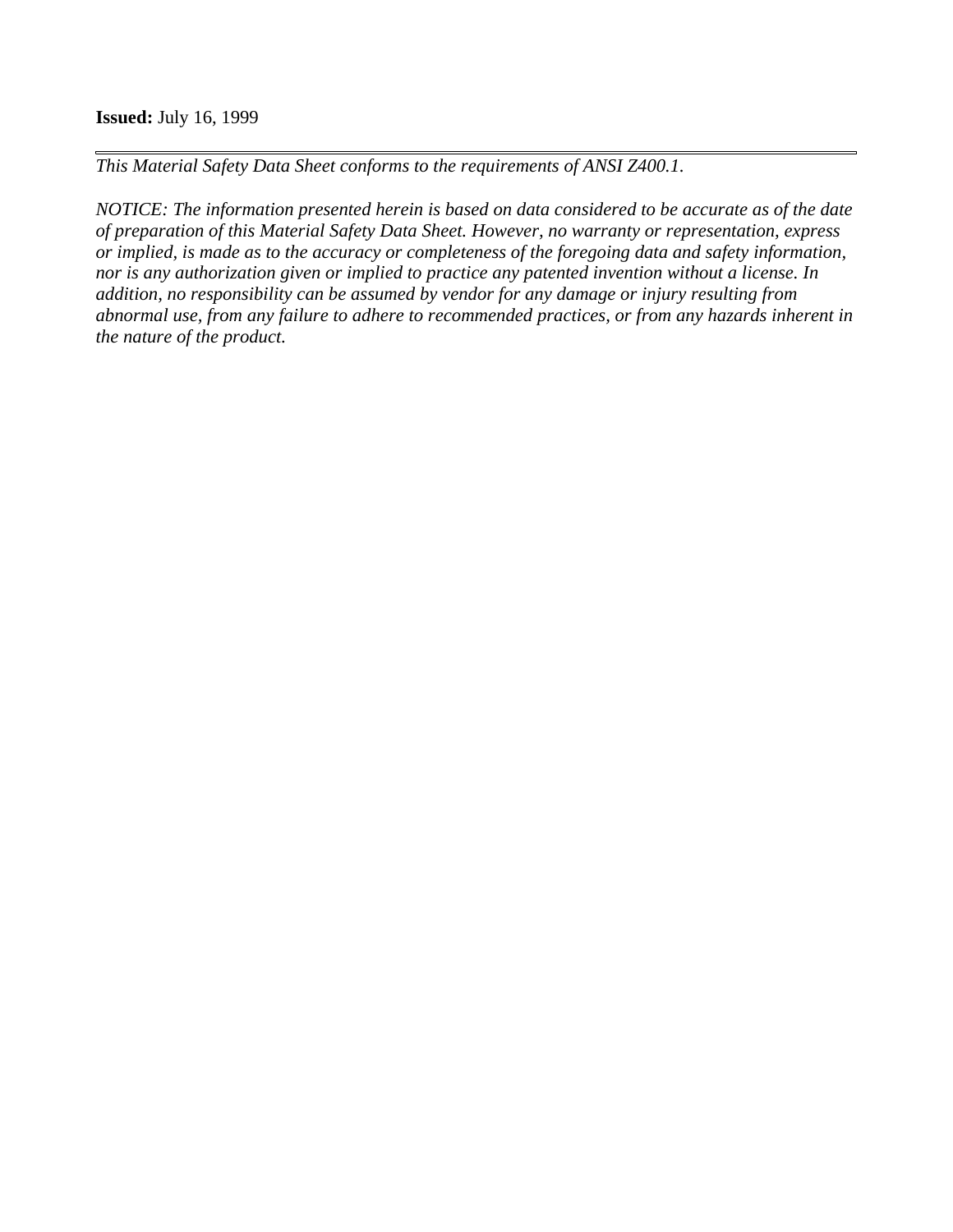**Issued:** July 16, 1999

---

*This Material Safety Data Sheet conforms to the requirements of ANSI Z400.1.*

*NOTICE: The information presented herein is based on data considered to be accurate as of the date of preparation of this Material Safety Data Sheet. However, no warranty or representation, express or implied, is made as to the accuracy or completeness of the foregoing data and safety information, nor is any authorization given or implied to practice any patented invention without a license. In addition, no responsibility can be assumed by vendor for any damage or injury resulting from abnormal use, from any failure to adhere to recommended practices, or from any hazards inherent in the nature of the product.*